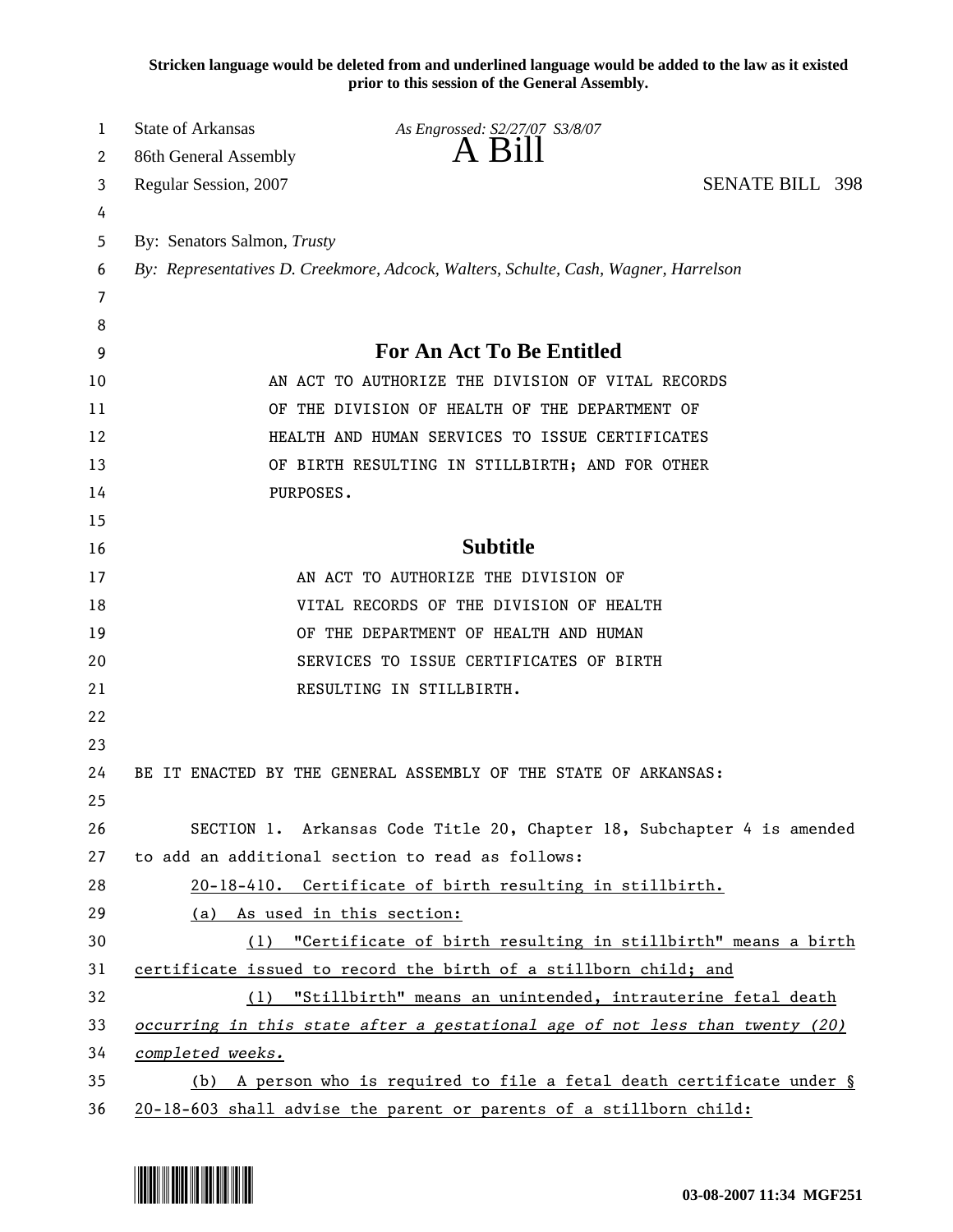**Stricken language would be deleted from and underlined language would be added to the law as it existed prior to this session of the General Assembly.**

State of Arkansas
86th General Assembly
Regular Session, 2007

*As Engrossed: S2/27/07 S3/8/07*

# A Bill

SENATE BILL 398

By: Senators Salmon, *Trusty*

*By: Representatives D. Creekmore, Adcock, Walters, Schulte, Cash, Wagner, Harrelson*

## For An Act To Be Entitled

AN ACT TO AUTHORIZE THE DIVISION OF VITAL RECORDS OF THE DIVISION OF HEALTH OF THE DEPARTMENT OF HEALTH AND HUMAN SERVICES TO ISSUE CERTIFICATES OF BIRTH RESULTING IN STILLBIRTH; AND FOR OTHER PURPOSES.

## Subtitle

AN ACT TO AUTHORIZE THE DIVISION OF VITAL RECORDS OF THE DIVISION OF HEALTH OF THE DEPARTMENT OF HEALTH AND HUMAN SERVICES TO ISSUE CERTIFICATES OF BIRTH RESULTING IN STILLBIRTH.

BE IT ENACTED BY THE GENERAL ASSEMBLY OF THE STATE OF ARKANSAS:

SECTION 1. Arkansas Code Title 20, Chapter 18, Subchapter 4 is amended to add an additional section to read as follows:

20-18-410. Certificate of birth resulting in stillbirth.

(a) As used in this section:

(1) "Certificate of birth resulting in stillbirth" means a birth certificate issued to record the birth of a stillborn child; and

(1) "Stillbirth" means an unintended, intrauterine fetal death *occurring in this state after a gestational age of not less than twenty (20) completed weeks.*

(b) A person who is required to file a fetal death certificate under § 20-18-603 shall advise the parent or parents of a stillborn child:

03-08-2007 11:34 MGF251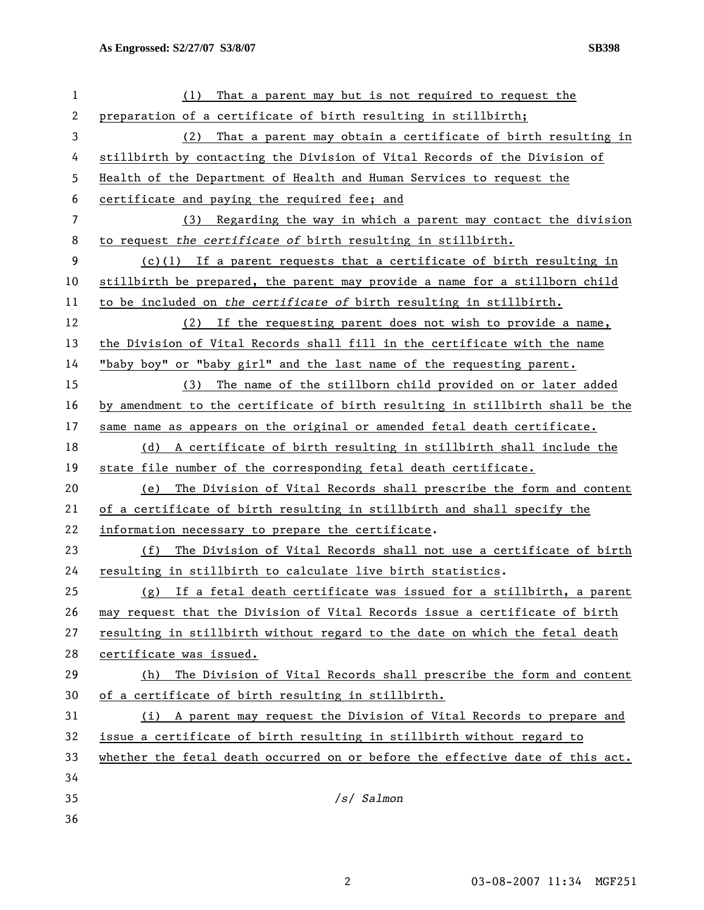(1) That a parent may but is not required to request the preparation of a certificate of birth resulting in stillbirth;

(2) That a parent may obtain a certificate of birth resulting in stillbirth by contacting the Division of Vital Records of the Division of Health of the Department of Health and Human Services to request the certificate and paying the required fee; and

(3) Regarding the way in which a parent may contact the division to request *the certificate of* birth resulting in stillbirth.

(c)(1) If a parent requests that a certificate of birth resulting in stillbirth be prepared, the parent may provide a name for a stillborn child to be included on *the certificate of* birth resulting in stillbirth.

(2) If the requesting parent does not wish to provide a name, the Division of Vital Records shall fill in the certificate with the name "baby boy" or "baby girl" and the last name of the requesting parent.

(3) The name of the stillborn child provided on or later added by amendment to the certificate of birth resulting in stillbirth shall be the same name as appears on the original or amended fetal death certificate.

(d) A certificate of birth resulting in stillbirth shall include the state file number of the corresponding fetal death certificate.

(e) The Division of Vital Records shall prescribe the form and content of a certificate of birth resulting in stillbirth and shall specify the information necessary to prepare the certificate.

(f) The Division of Vital Records shall not use a certificate of birth resulting in stillbirth to calculate live birth statistics.

(g) If a fetal death certificate was issued for a stillbirth, a parent may request that the Division of Vital Records issue a certificate of birth resulting in stillbirth without regard to the date on which the fetal death certificate was issued.

(h) The Division of Vital Records shall prescribe the form and content of a certificate of birth resulting in stillbirth.

(i) A parent may request the Division of Vital Records to prepare and issue a certificate of birth resulting in stillbirth without regard to whether the fetal death occurred on or before the effective date of this act.

*/s/ Salmon*